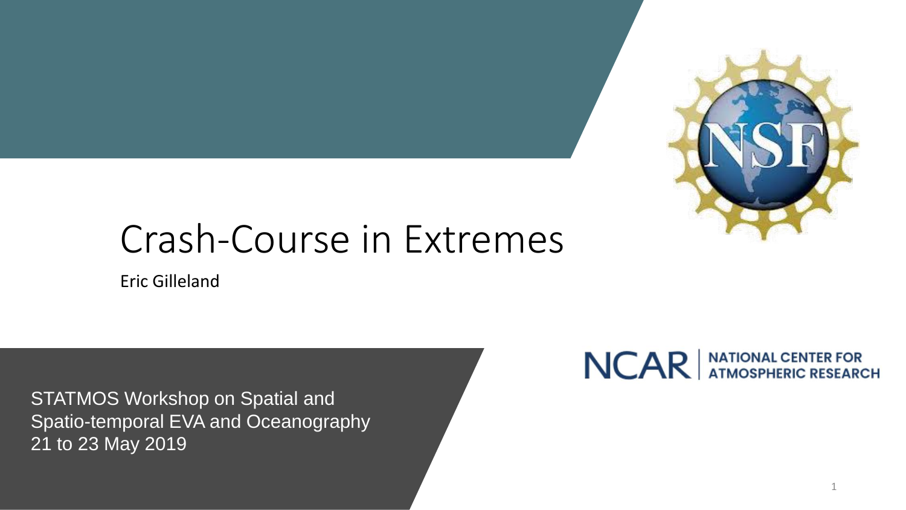# Crash-Course in Extremes

Eric Gilleland

NCAR | NATIONAL CENTER FOR ATMOSPHERIC RESEARCH

STATMOS Workshop on Spatial and Spatio-temporal EVA and Oceanography
21 to 23 May 2019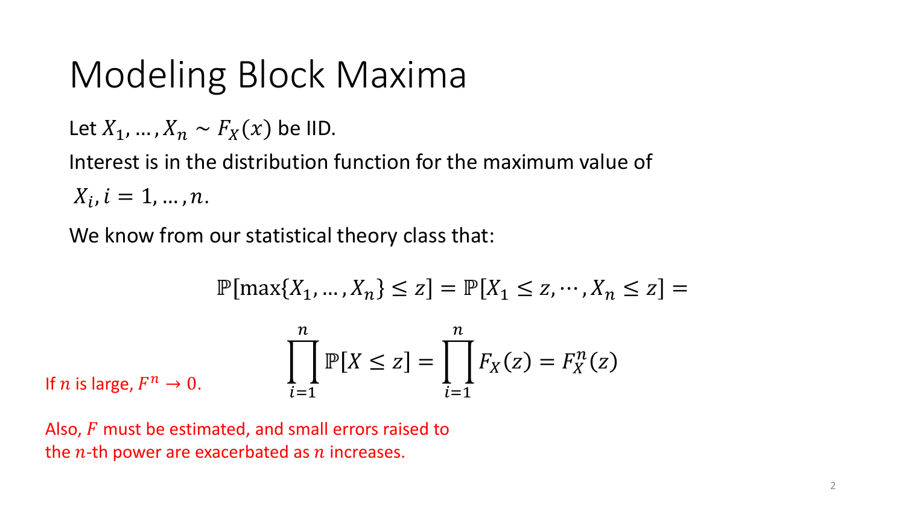# Modeling Block Maxima

Let $X_1, \ldots, X_n \sim F_X(x)$ be IID.

Interest is in the distribution function for the maximum value of $X_i, i = 1, \ldots, n$.

We know from our statistical theory class that:

$$\mathbb{P}[\max\{X_1, \ldots, X_n\} \leq z] = \mathbb{P}[X_1 \leq z, \cdots, X_n \leq z] =$$

$$\prod_{i=1}^{n} \mathbb{P}[X \leq z] = \prod_{i=1}^{n} F_X(z) = F_X^n(z)$$

If $n$ is large, $F^n \to 0$.

Also, $F$ must be estimated, and small errors raised to the $n$-th power are exacerbated as $n$ increases.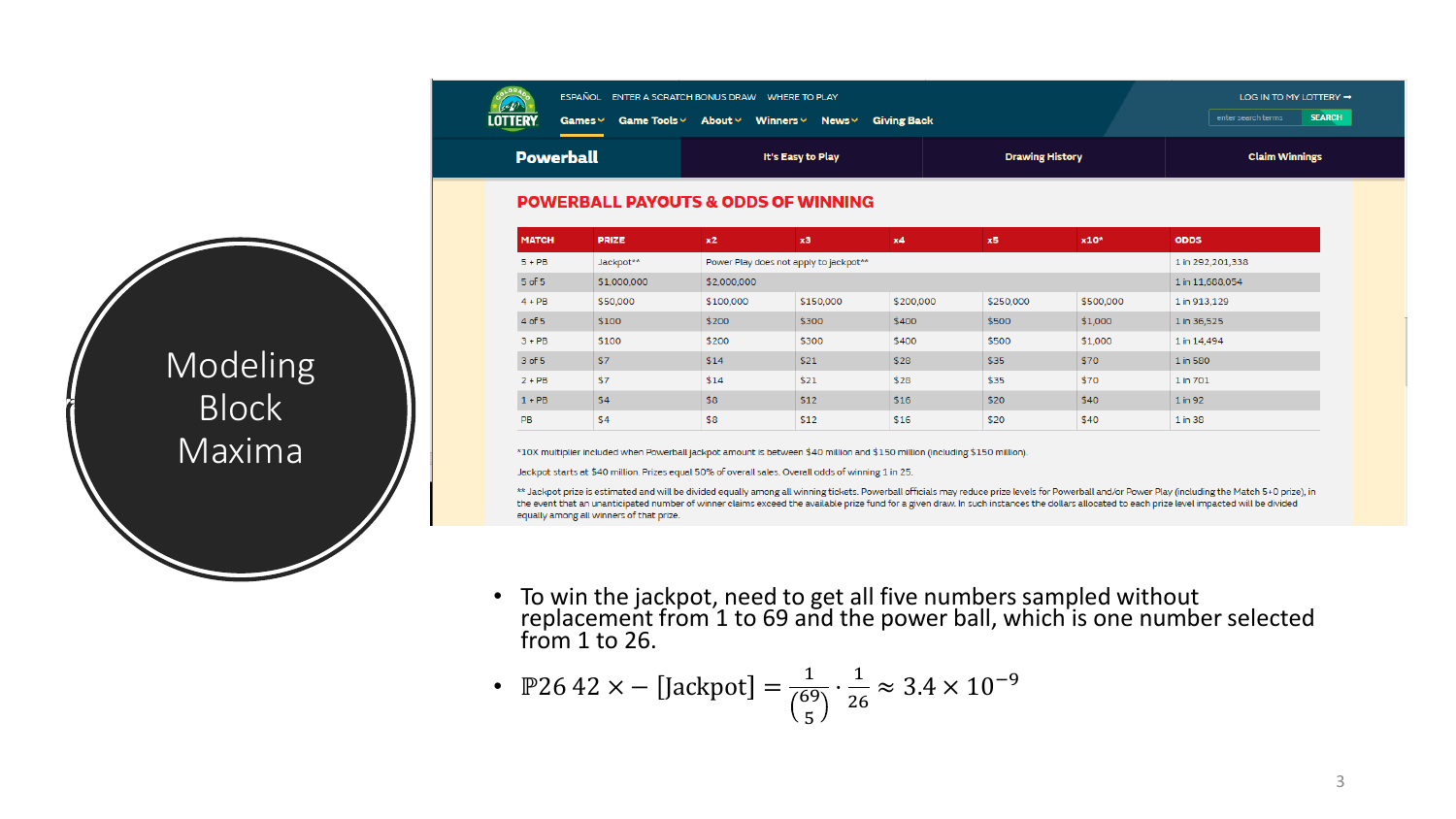# Modeling Block Maxima

ESPAÑOL ENTER A SCRATCH BONUS DRAW WHERE TO PLAY

LOTTERY Games About Winners News Giving Back

LOG IN TO MY LOTTERY

Powerball | It's Easy to Play | Drawing History | Claim Winnings

## POWERBALL PAYOUTS & ODDS OF WINNING

| MATCH | PRIZE | x2 | x3 | x4 | x5 | x10* | ODDS |
|---|---|---|---|---|---|---|---|
| 5 + PB | Jackpot** | Power Play does not apply to jackpot** | | | | | 1 in 292,201,338 |
| 5 of 5 | $1,000,000 | $2,000,000 | | | | | 1 in 11,688,054 |
| 4 + PB | $50,000 | $100,000 | $150,000 | $200,000 | $250,000 | $500,000 | 1 in 913,129 |
| 4 of 5 | $100 | $200 | $300 | $400 | $500 | $1,000 | 1 in 36,525 |
| 3 + PB | $100 | $200 | $300 | $400 | $500 | $1,000 | 1 in 14,494 |
| 3 of 5 | $7 | $14 | $21 | $28 | $35 | $70 | 1 in 580 |
| 2 + PB | $7 | $14 | $21 | $28 | $35 | $70 | 1 in 701 |
| 1 + PB | $4 | $8 | $12 | $16 | $20 | $40 | 1 in 92 |
| PB | $4 | $8 | $12 | $16 | $20 | $40 | 1 in 38 |

*10X multiplier included when Powerball jackpot amount is between $40 million and $150 million (including $150 million).

Jackpot starts at $40 million. Prizes equal 50% of overall sales. Overall odds of winning 1 in 25.

** Jackpot prize is estimated and will be divided equally among all winning tickets. Powerball officials may reduce prize levels for Powerball and/or Power Play (including the Match 5+0 prize), in the event that an unanticipated number of winner claims exceed the available prize fund for a given draw. In such instances the dollars allocated to each prize level impacted will be divided equally among all winners of that prize.

- To win the jackpot, need to get all five numbers sampled without replacement from 1 to 69 and the power ball, which is one number selected from 1 to 26.
- $\mathbb{P}26\ 42 \times -[\text{Jackpot}] = \frac{1}{\binom{69}{5}} \cdot \frac{1}{26} \approx 3.4 \times 10^{-9}$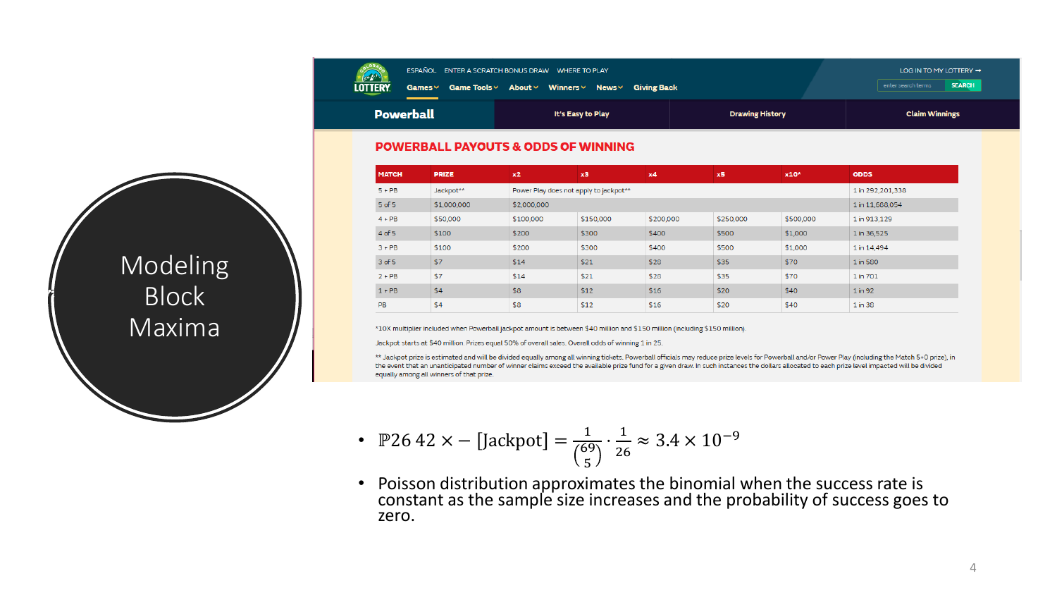# Modeling Block Maxima

ESPAÑOL ENTER A SCRATCH BONUS DRAW WHERE TO PLAY

LOTTERY Games About Winners News Giving Back

LOG IN TO MY LOTTERY

Powerball | It's Easy to Play | Drawing History | Claim Winnings

## POWERBALL PAYOUTS & ODDS OF WINNING

| MATCH | PRIZE | x2 | x3 | x4 | x5 | x10* | ODDS |
|---|---|---|---|---|---|---|---|
| 5 + PB | Jackpot** | Power Play does not apply to jackpot** | | | | | 1 in 292,201,338 |
| 5 of 5 | $1,000,000 | $2,000,000 | | | | | 1 in 11,688,054 |
| 4 + PB | $50,000 | $100,000 | $150,000 | $200,000 | $250,000 | $500,000 | 1 in 913,129 |
| 4 of 5 | $100 | $200 | $300 | $400 | $500 | $1,000 | 1 in 36,525 |
| 3 + PB | $100 | $200 | $300 | $400 | $500 | $1,000 | 1 in 14,494 |
| 3 of 5 | $7 | $14 | $21 | $28 | $35 | $70 | 1 in 580 |
| 2 + PB | $7 | $14 | $21 | $28 | $35 | $70 | 1 in 701 |
| 1 + PB | $4 | $8 | $12 | $16 | $20 | $40 | 1 in 92 |
| PB | $4 | $8 | $12 | $16 | $20 | $40 | 1 in 38 |

*10X multiplier included when Powerball jackpot amount is between $40 million and $150 million (including $150 million).

Jackpot starts at $40 million. Prizes equal 50% of overall sales. Overall odds of winning 1 in 25.

** Jackpot prize is estimated and will be divided equally among all winning tickets. Powerball officials may reduce prize levels for Powerball and/or Power Play (including the Match 5+0 prize), in the event that an unanticipated number of winner claims exceed the available prize fund for a given draw. In such instances the dollars allocated to each prize level impacted will be divided equally among all winners of that prize.

- $\mathbb{P}26\ 42 \times -\ [\text{Jackpot}] = \frac{1}{\binom{69}{5}} \cdot \frac{1}{26} \approx 3.4 \times 10^{-9}$
- Poisson distribution approximates the binomial when the success rate is constant as the sample size increases and the probability of success goes to zero.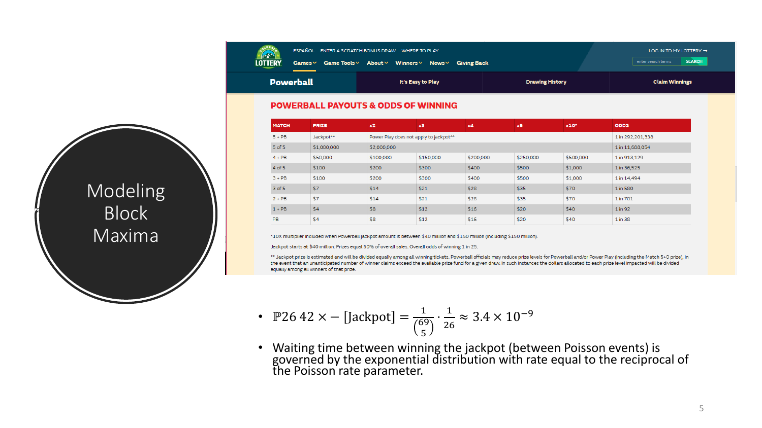# Modeling Block Maxima

ESPAÑOL ENTER A SCRATCH BONUS DRAW WHERE TO PLAY

LOTTERY Games Game Tools About Winners News Giving Back

LOG IN TO MY LOTTERY

Powerball | It's Easy to Play | Drawing History | Claim Winnings

## POWERBALL PAYOUTS & ODDS OF WINNING

| MATCH | PRIZE | x2 | x3 | x4 | x5 | x10* | ODDS |
|---|---|---|---|---|---|---|---|
| 5 + PB | Jackpot** | Power Play does not apply to jackpot** | | | | | 1 in 292,201,338 |
| 5 of 5 | $1,000,000 | $2,000,000 | | | | | 1 in 11,688,054 |
| 4 + PB | $50,000 | $100,000 | $150,000 | $200,000 | $250,000 | $500,000 | 1 in 913,129 |
| 4 of 5 | $100 | $200 | $300 | $400 | $500 | $1,000 | 1 in 36,525 |
| 3 + PB | $100 | $200 | $300 | $400 | $500 | $1,000 | 1 in 14,494 |
| 3 of 5 | $7 | $14 | $21 | $28 | $35 | $70 | 1 in 580 |
| 2 + PB | $7 | $14 | $21 | $28 | $35 | $70 | 1 in 701 |
| 1 + PB | $4 | $8 | $12 | $16 | $20 | $40 | 1 in 92 |
| PB | $4 | $8 | $12 | $16 | $20 | $40 | 1 in 38 |

*10X multiplier included when Powerball jackpot amount is between $40 million and $150 million (including $150 million).

Jackpot starts at $40 million. Prizes equal 50% of overall sales. Overall odds of winning 1 in 25.

** Jackpot prize is estimated and will be divided equally among all winning tickets. Powerball officials may reduce prize levels for Powerball and/or Power Play (including the Match 5+0 prize), in the event that an unanticipated number of winner claims exceed the available prize fund for a given draw. In such instances the dollars allocated to each prize level impacted will be divided equally among all winners of that prize.

- $\mathbb{P}26\ 42 \times -\ [\text{Jackpot}] = \frac{1}{\binom{69}{5}} \cdot \frac{1}{26} \approx 3.4 \times 10^{-9}$
- Waiting time between winning the jackpot (between Poisson events) is governed by the exponential distribution with rate equal to the reciprocal of the Poisson rate parameter.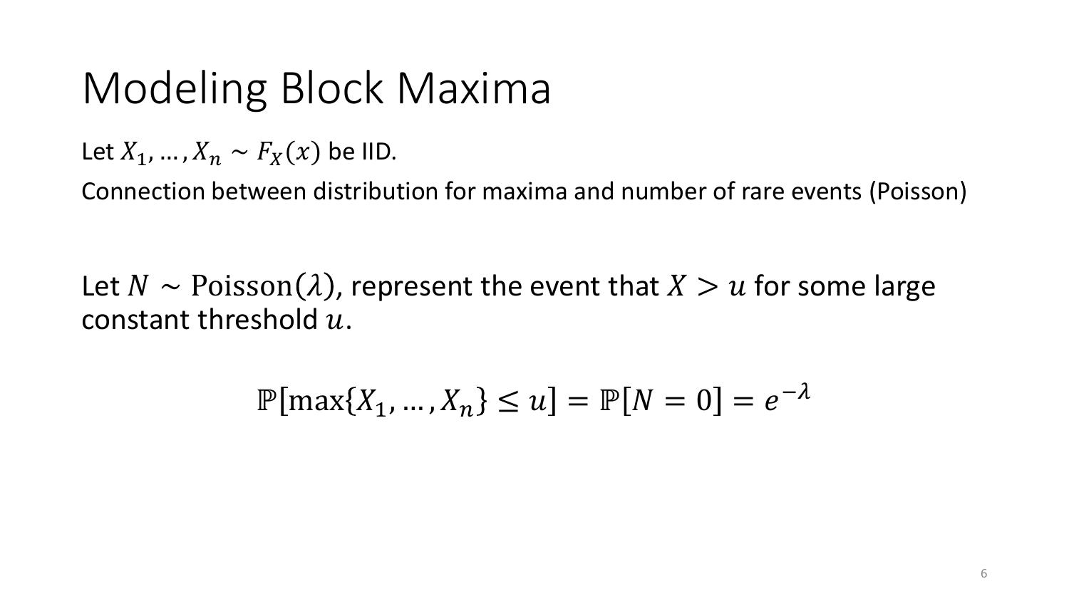# Modeling Block Maxima

Let $X_1, \ldots, X_n \sim F_X(x)$ be IID.

Connection between distribution for maxima and number of rare events (Poisson)

Let $N \sim \text{Poisson}(\lambda)$, represent the event that $X > u$ for some large constant threshold $u$.

$$\mathbb{P}[\max\{X_1, \ldots, X_n\} \leq u] = \mathbb{P}[N = 0] = e^{-\lambda}$$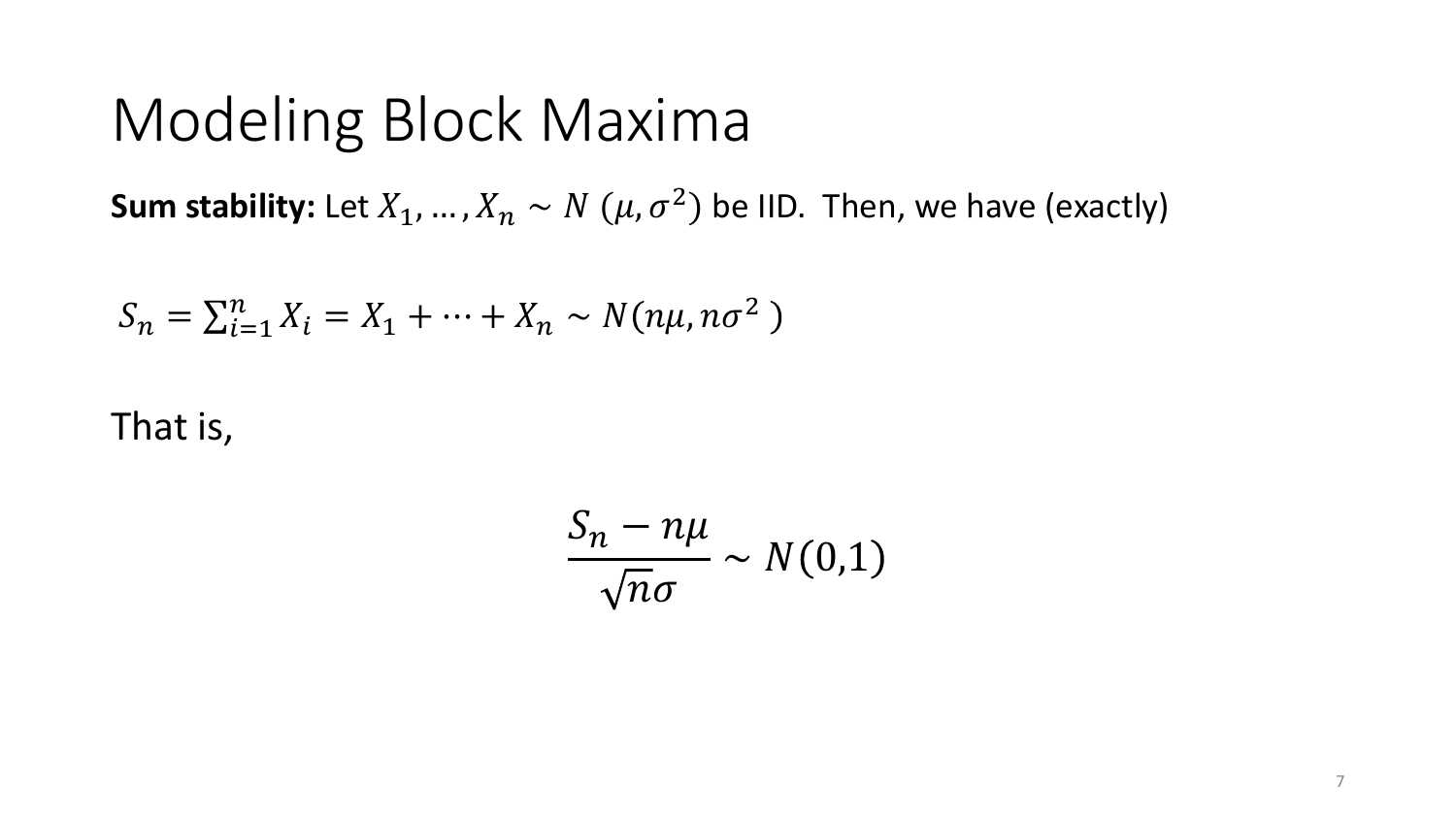# Modeling Block Maxima

**Sum stability:** Let $X_1, \ldots, X_n \sim N(\mu, \sigma^2)$ be IID. Then, we have (exactly)

$S_n = \sum_{i=1}^{n} X_i = X_1 + \cdots + X_n \sim N(n\mu, n\sigma^2)$

That is,

$$\frac{S_n - n\mu}{\sqrt{n}\sigma} \sim N(0,1)$$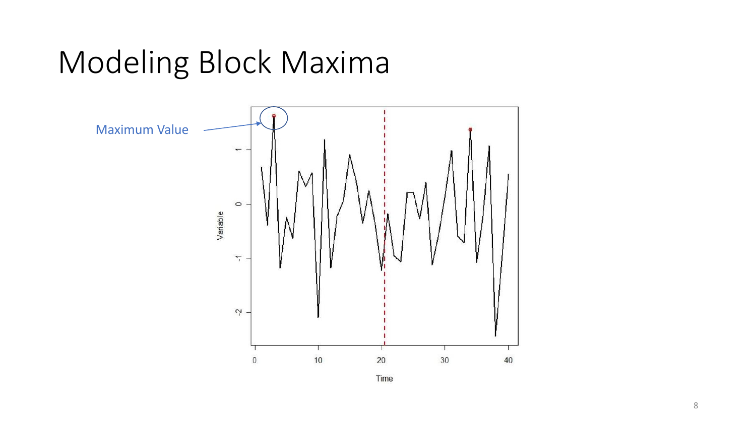# Modeling Block Maxima

Maximum Value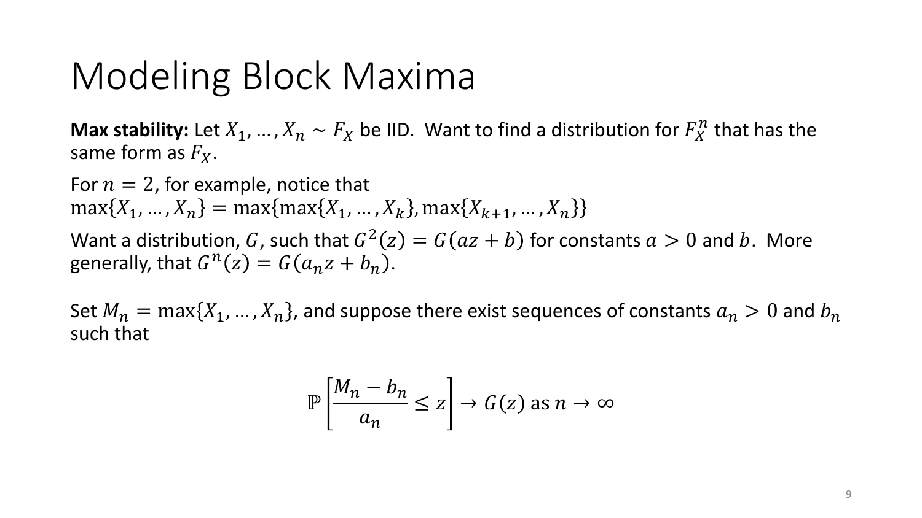# Modeling Block Maxima

**Max stability:** Let $X_1, \ldots, X_n \sim F_X$ be IID. Want to find a distribution for $F_X^n$ that has the same form as $F_X$.

For $n = 2$, for example, notice that
$\max\{X_1, \ldots, X_n\} = \max\{\max\{X_1, \ldots, X_k\}, \max\{X_{k+1}, \ldots, X_n\}\}$

Want a distribution, $G$, such that $G^2(z) = G(az + b)$ for constants $a > 0$ and $b$. More generally, that $G^n(z) = G(a_n z + b_n)$.

Set $M_n = \max\{X_1, \ldots, X_n\}$, and suppose there exist sequences of constants $a_n > 0$ and $b_n$ such that

$$\mathbb{P}\left[\frac{M_n - b_n}{a_n} \leq z\right] \to G(z) \text{ as } n \to \infty$$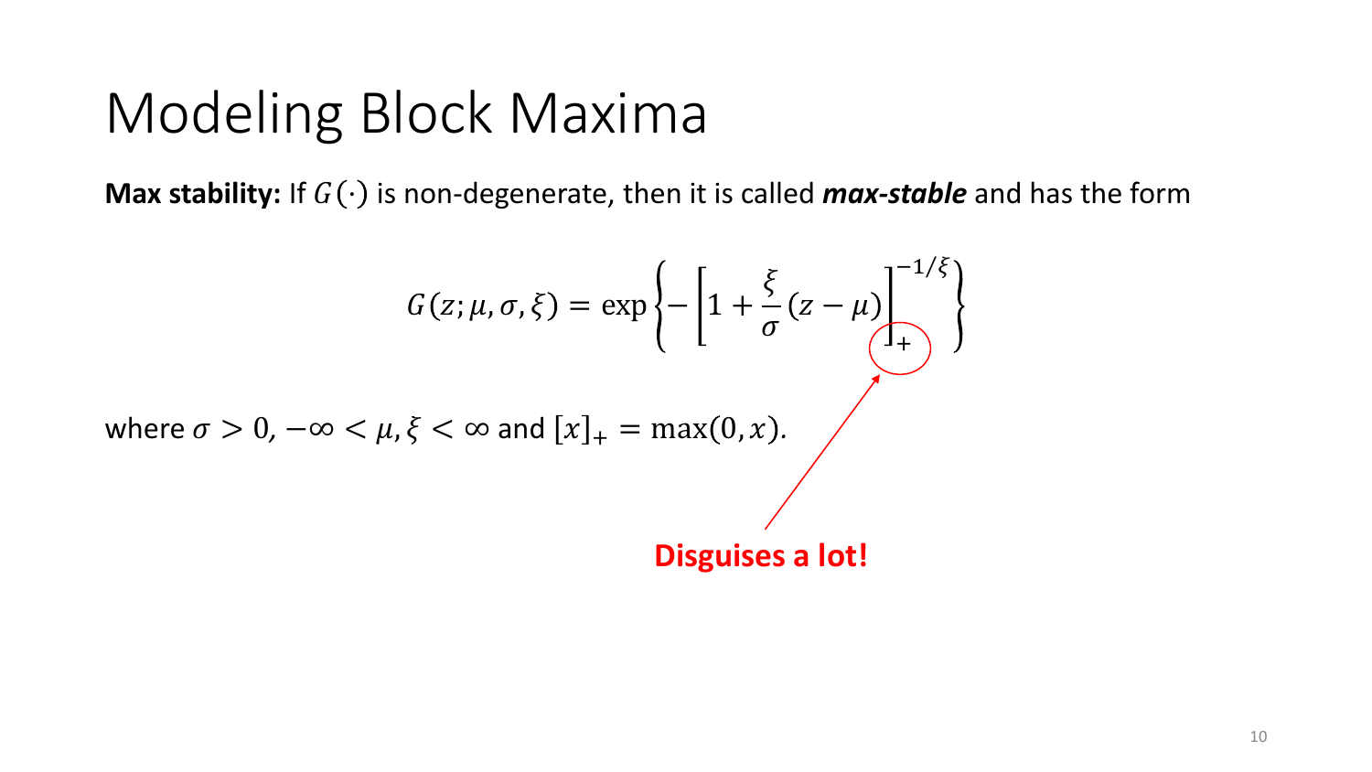# Modeling Block Maxima

**Max stability:** If $G(\cdot)$ is non-degenerate, then it is called ***max-stable*** and has the form

$$G(z; \mu, \sigma, \xi) = \exp\left\{-\left[1 + \frac{\xi}{\sigma}(z - \mu)\right]_{+}^{-1/\xi}\right\}$$

where $\sigma > 0$, $-\infty < \mu, \xi < \infty$ and $[x]_{+} = \max(0, x)$.

**Disguises a lot!**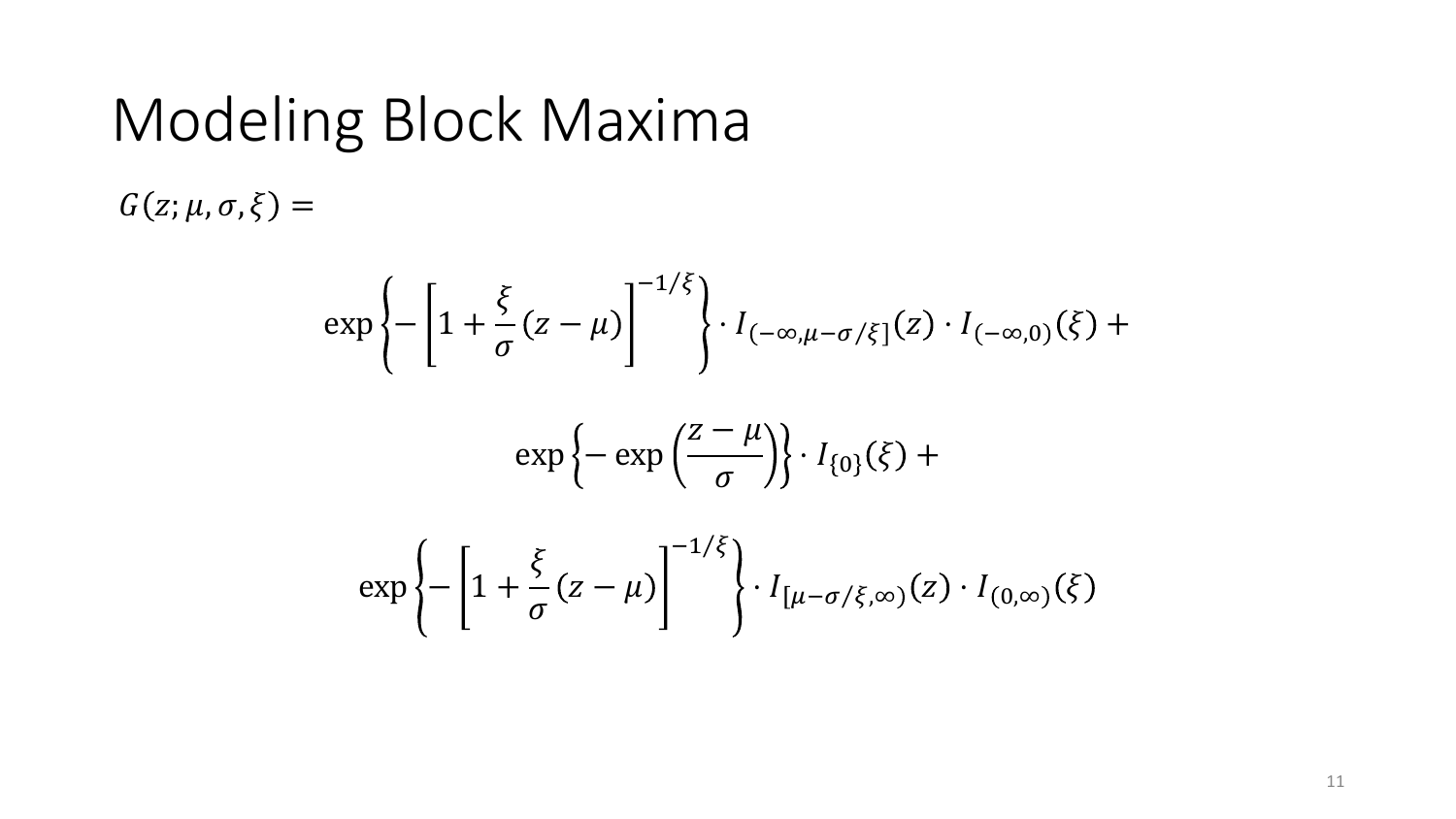# Modeling Block Maxima

$G(z; \mu, \sigma, \xi) =$

$$\exp\left\{-\left[1 + \frac{\xi}{\sigma}(z - \mu)\right]^{-1/\xi}\right\} \cdot I_{(-\infty, \mu - \sigma/\xi]}(z) \cdot I_{(-\infty, 0)}(\xi) +$$

$$\exp\left\{-\exp\left(\frac{z - \mu}{\sigma}\right)\right\} \cdot I_{\{0\}}(\xi) +$$

$$\exp\left\{-\left[1 + \frac{\xi}{\sigma}(z - \mu)\right]^{-1/\xi}\right\} \cdot I_{[\mu - \sigma/\xi, \infty)}(z) \cdot I_{(0, \infty)}(\xi)$$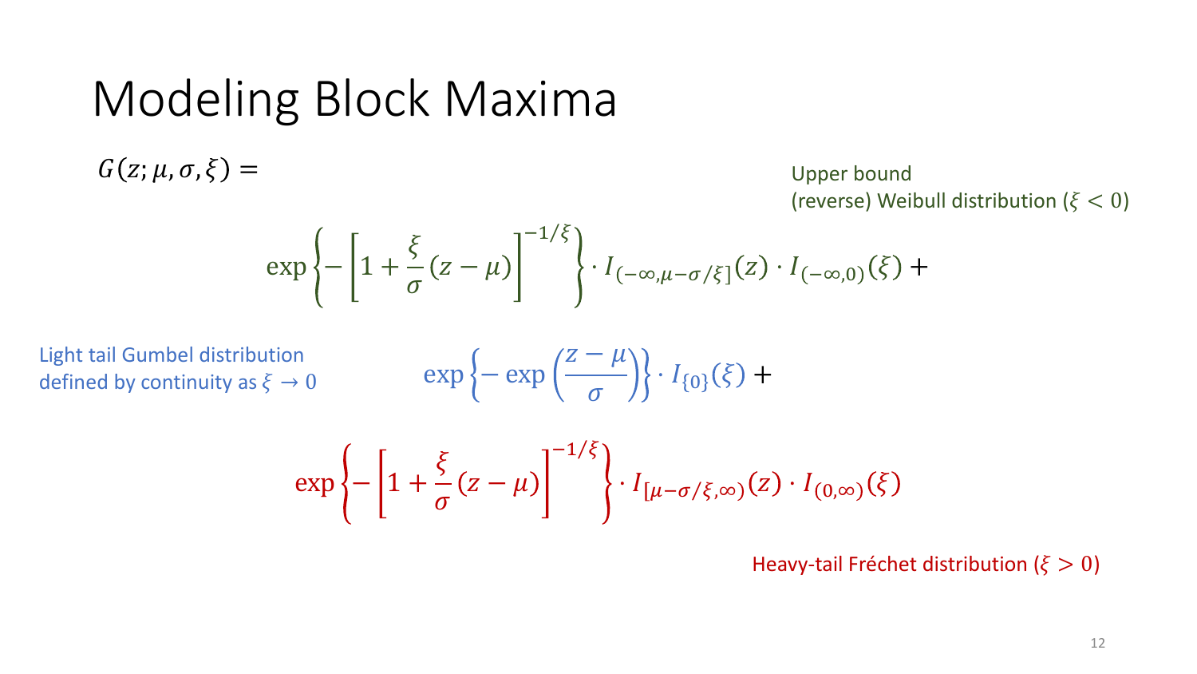# Modeling Block Maxima

$G(z; \mu, \sigma, \xi) =$

Upper bound
(reverse) Weibull distribution ($\xi < 0$)

$$\exp\left\{-\left[1 + \frac{\xi}{\sigma}(z - \mu)\right]^{-1/\xi}\right\} \cdot I_{(-\infty, \mu - \sigma/\xi]}(z) \cdot I_{(-\infty, 0)}(\xi) +$$

Light tail Gumbel distribution
defined by continuity as $\xi \to 0$

$$\exp\left\{-\exp\left(\frac{z - \mu}{\sigma}\right)\right\} \cdot I_{\{0\}}(\xi) +$$

$$\exp\left\{-\left[1 + \frac{\xi}{\sigma}(z - \mu)\right]^{-1/\xi}\right\} \cdot I_{[\mu - \sigma/\xi, \infty)}(z) \cdot I_{(0, \infty)}(\xi)$$

Heavy-tail Fréchet distribution ($\xi > 0$)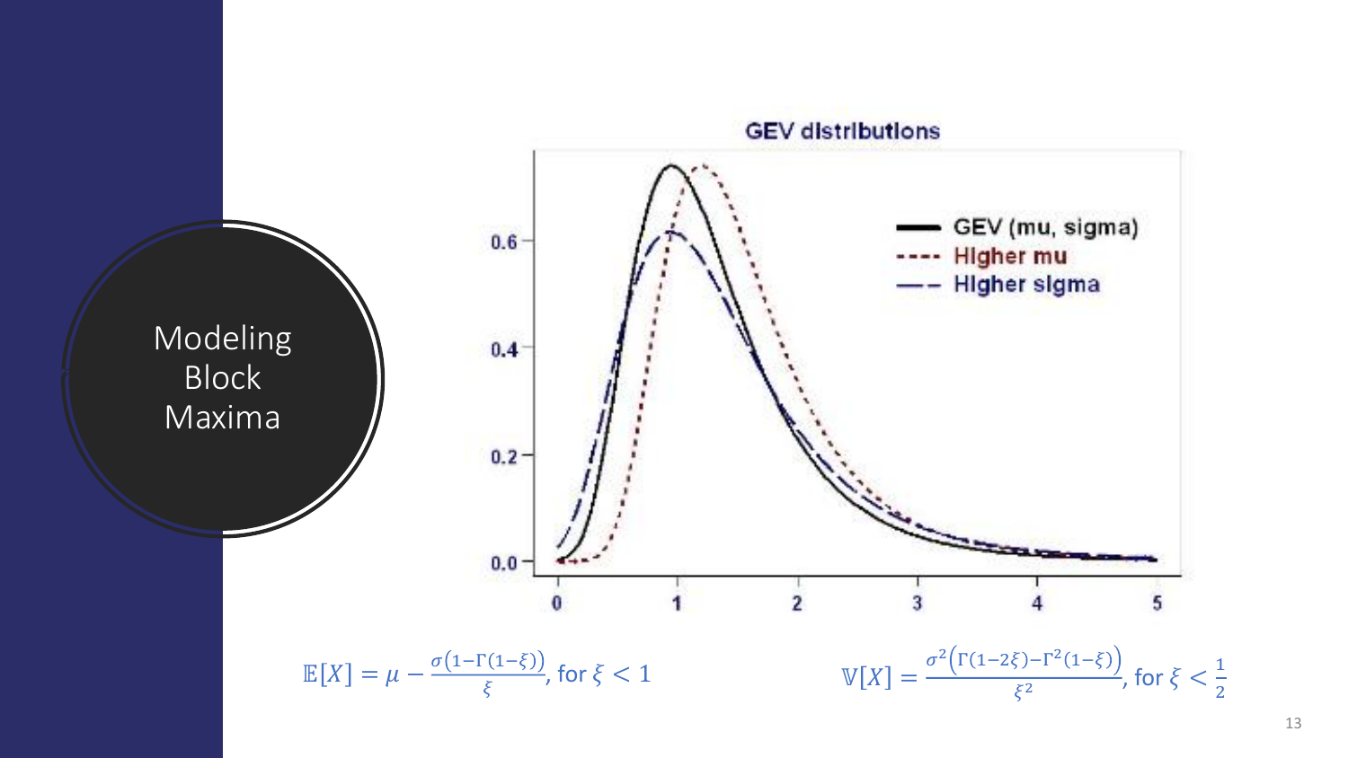# Modeling Block Maxima

**GEV distributions**

$$\mathbb{E}[X] = \mu - \frac{\sigma\left(1-\Gamma(1-\xi)\right)}{\xi}, \text{ for } \xi < 1$$

$$\mathbb{V}[X] = \frac{\sigma^2\left(\Gamma(1-2\xi)-\Gamma^2(1-\xi)\right)}{\xi^2}, \text{ for } \xi < \frac{1}{2}$$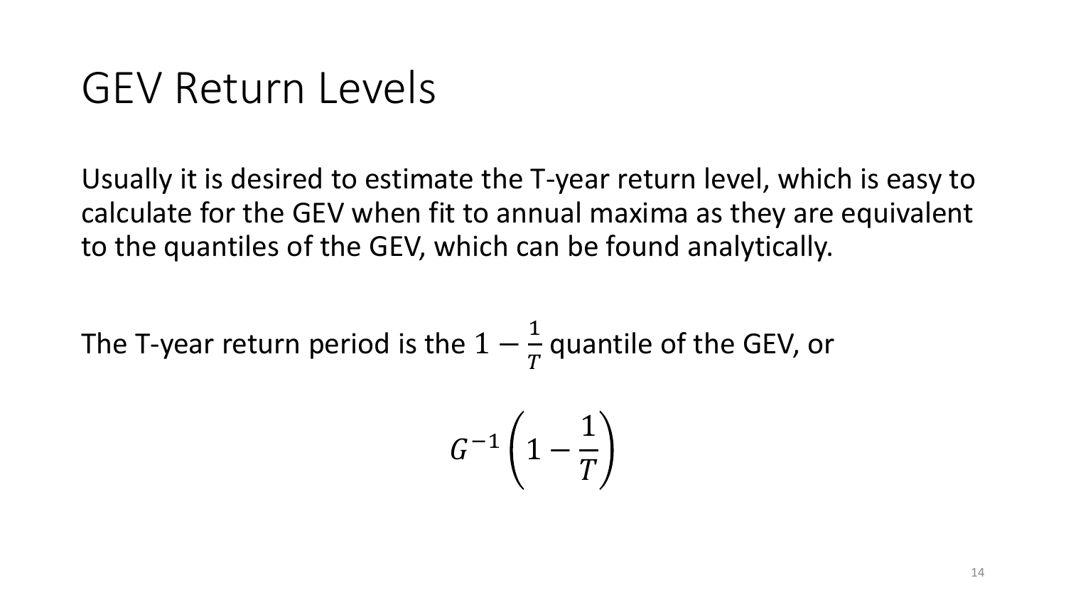# GEV Return Levels

Usually it is desired to estimate the T-year return level, which is easy to calculate for the GEV when fit to annual maxima as they are equivalent to the quantiles of the GEV, which can be found analytically.

The T-year return period is the $1 - \frac{1}{T}$ quantile of the GEV, or

$$G^{-1}\left(1 - \frac{1}{T}\right)$$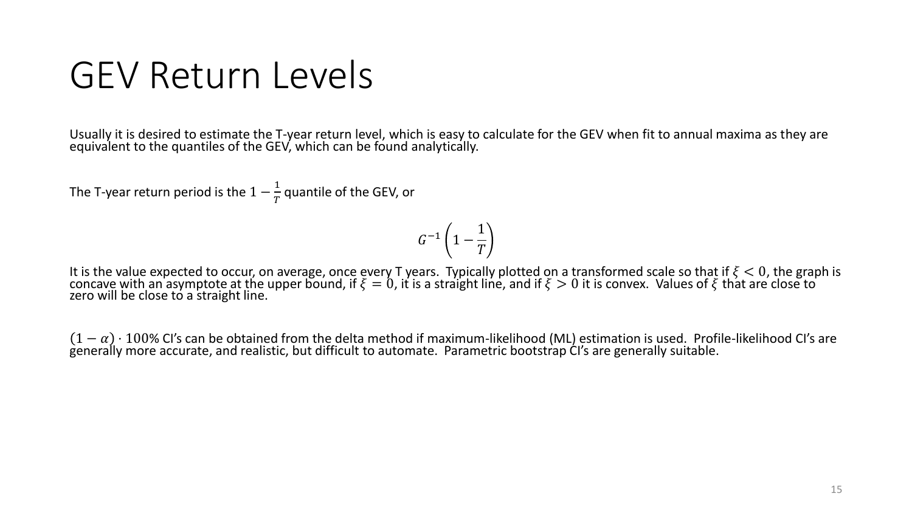# GEV Return Levels

Usually it is desired to estimate the T-year return level, which is easy to calculate for the GEV when fit to annual maxima as they are equivalent to the quantiles of the GEV, which can be found analytically.

The T-year return period is the $1 - \frac{1}{T}$ quantile of the GEV, or

$$G^{-1}\left(1 - \frac{1}{T}\right)$$

It is the value expected to occur, on average, once every T years. Typically plotted on a transformed scale so that if $\xi < 0$, the graph is concave with an asymptote at the upper bound, if $\xi = 0$, it is a straight line, and if $\xi > 0$ it is convex. Values of $\xi$ that are close to zero will be close to a straight line.

$(1 - \alpha) \cdot 100\%$ CI's can be obtained from the delta method if maximum-likelihood (ML) estimation is used. Profile-likelihood CI's are generally more accurate, and realistic, but difficult to automate. Parametric bootstrap CI's are generally suitable.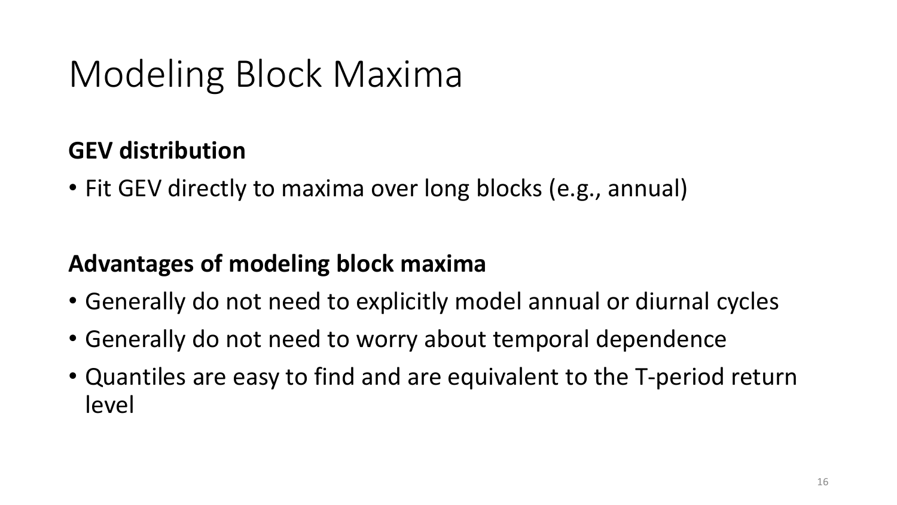# Modeling Block Maxima

**GEV distribution**

- Fit GEV directly to maxima over long blocks (e.g., annual)

**Advantages of modeling block maxima**

- Generally do not need to explicitly model annual or diurnal cycles
- Generally do not need to worry about temporal dependence
- Quantiles are easy to find and are equivalent to the T-period return level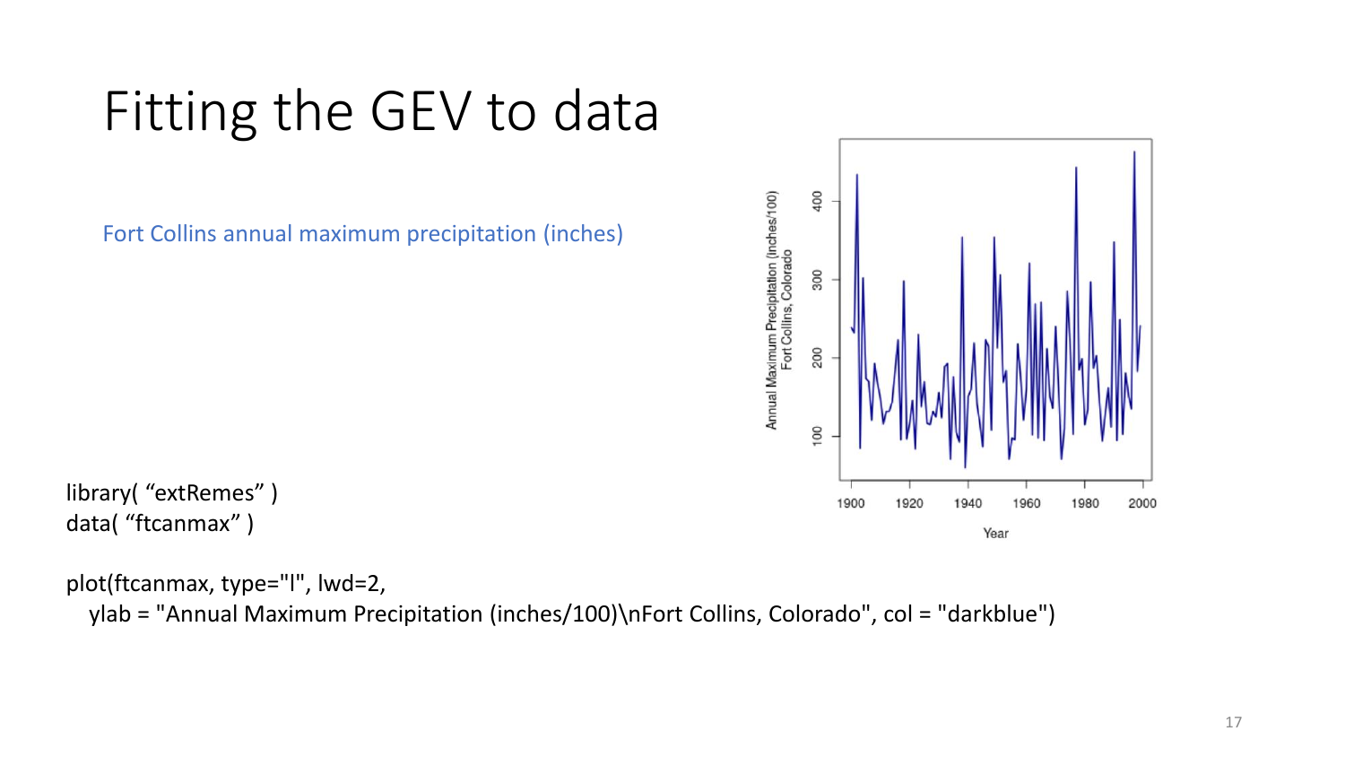# Fitting the GEV to data

Fort Collins annual maximum precipitation (inches)

```
library( "extRemes" )
data( "ftcanmax" )

plot(ftcanmax, type="l", lwd=2,
   ylab = "Annual Maximum Precipitation (inches/100)\nFort Collins, Colorado", col = "darkblue")
```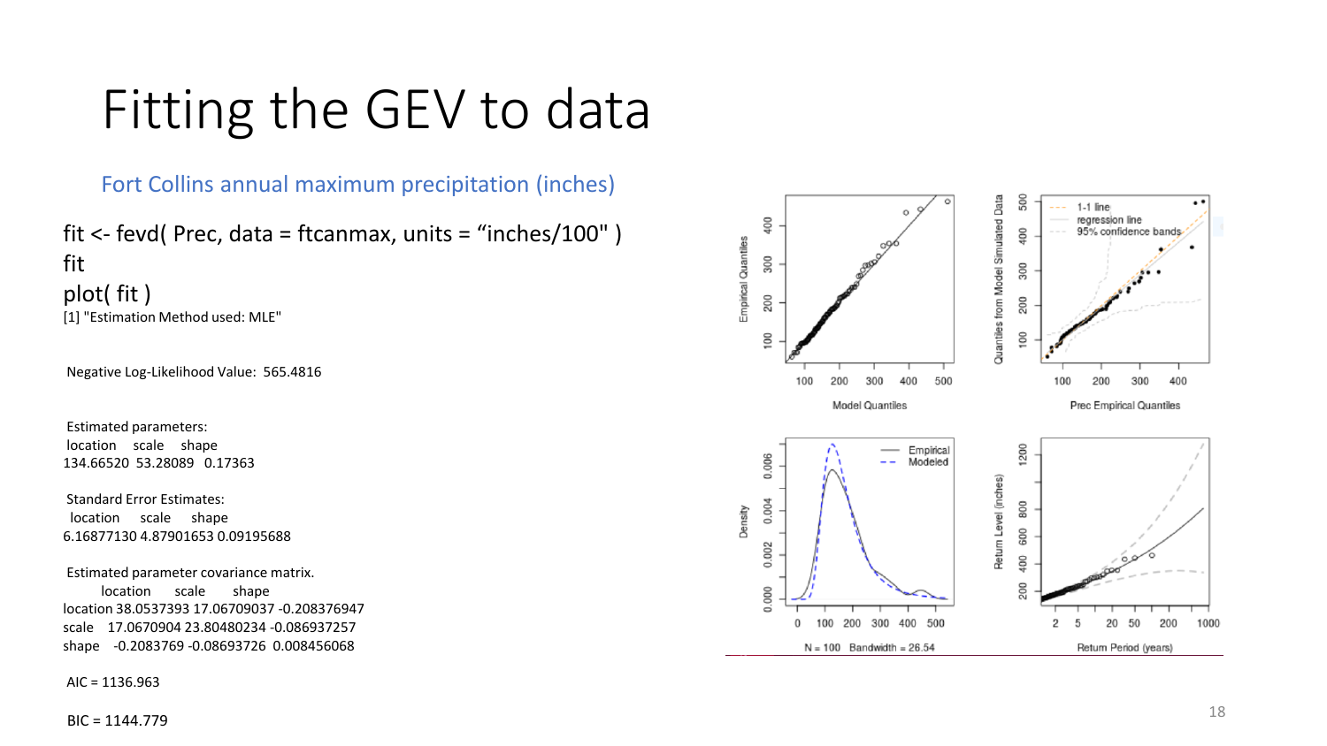# Fitting the GEV to data

Fort Collins annual maximum precipitation (inches)

```
fit <- fevd( Prec, data = ftcanmax, units = "inches/100" )
fit
plot( fit )
[1] "Estimation Method used: MLE"


 Negative Log-Likelihood Value:  565.4816


 Estimated parameters:
 location     scale     shape 
134.66520  53.28089   0.17363 

 Standard Error Estimates:
  location      scale      shape 
6.16877130 4.87901653 0.09195688 

 Estimated parameter covariance matrix.
           location       scale        shape
location 38.0537393 17.06709037 -0.208376947
scale    17.0670904 23.80480234 -0.086937257
shape    -0.2083769 -0.08693726  0.008456068

 AIC = 1136.963 

 BIC = 1144.779
```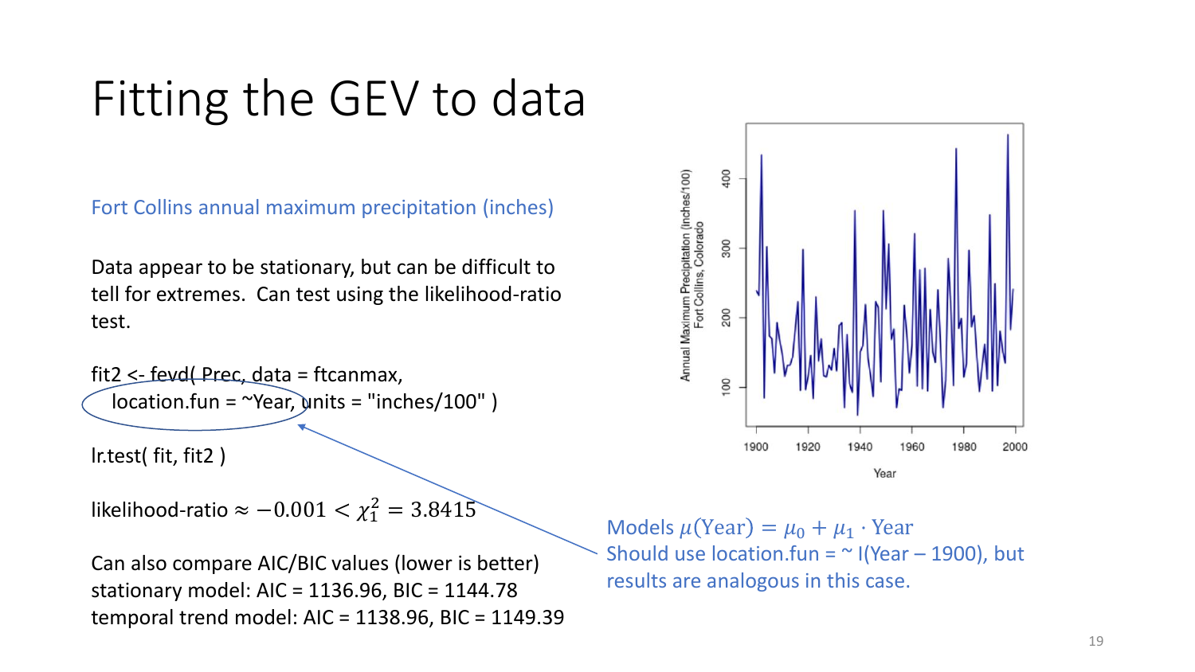# Fitting the GEV to data

Fort Collins annual maximum precipitation (inches)

Data appear to be stationary, but can be difficult to tell for extremes. Can test using the likelihood-ratio test.

```
fit2 <- fevd( Prec, data = ftcanmax,
  location.fun = ~Year, units = "inches/100" )

lr.test( fit, fit2 )
```

likelihood-ratio $\approx -0.001 < \chi_1^2 = 3.8415$

Can also compare AIC/BIC values (lower is better)
stationary model: AIC = 1136.96, BIC = 1144.78
temporal trend model: AIC = 1138.96, BIC = 1149.39

Models $\mu(\text{Year}) = \mu_0 + \mu_1 \cdot \text{Year}$
Should use location.fun = ~ I(Year – 1900), but results are analogous in this case.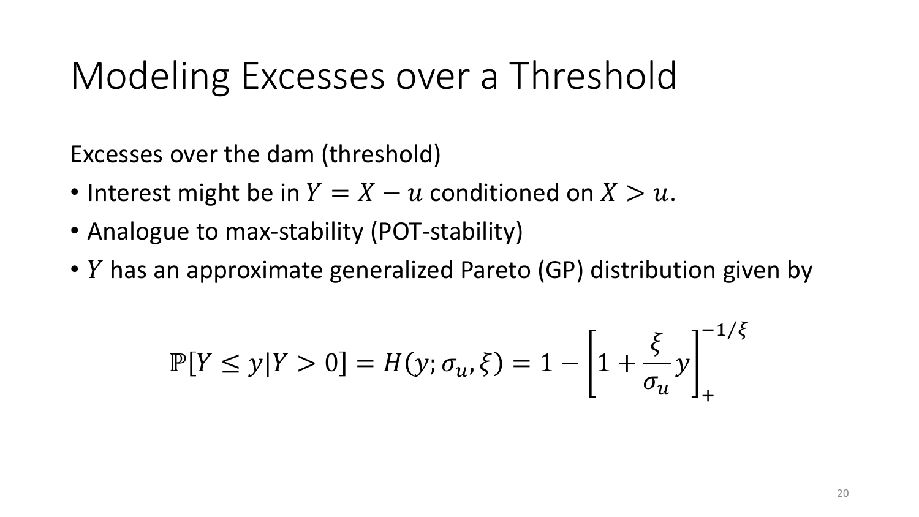# Modeling Excesses over a Threshold

Excesses over the dam (threshold)

- Interest might be in $Y = X - u$ conditioned on $X > u$.
- Analogue to max-stability (POT-stability)
- $Y$ has an approximate generalized Pareto (GP) distribution given by

$$\mathbb{P}[Y \leq y | Y > 0] = H(y; \sigma_u, \xi) = 1 - \left[1 + \frac{\xi}{\sigma_u} y\right]_+^{-1/\xi}$$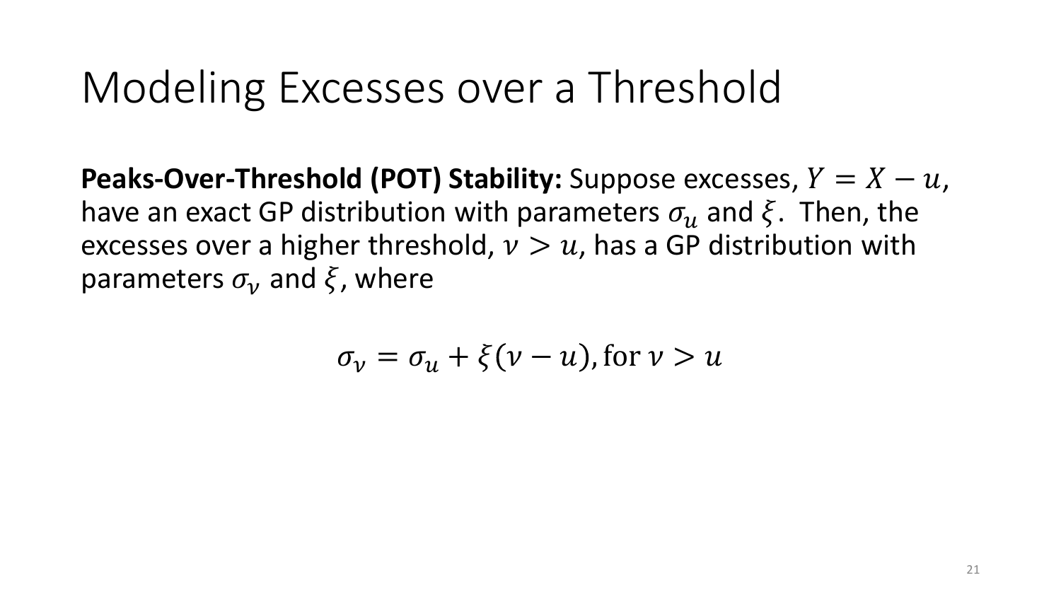# Modeling Excesses over a Threshold

**Peaks-Over-Threshold (POT) Stability:** Suppose excesses, $Y = X - u$, have an exact GP distribution with parameters $\sigma_u$ and $\xi$. Then, the excesses over a higher threshold, $\nu > u$, has a GP distribution with parameters $\sigma_\nu$ and $\xi$, where

$$\sigma_\nu = \sigma_u + \xi(\nu - u), \text{for } \nu > u$$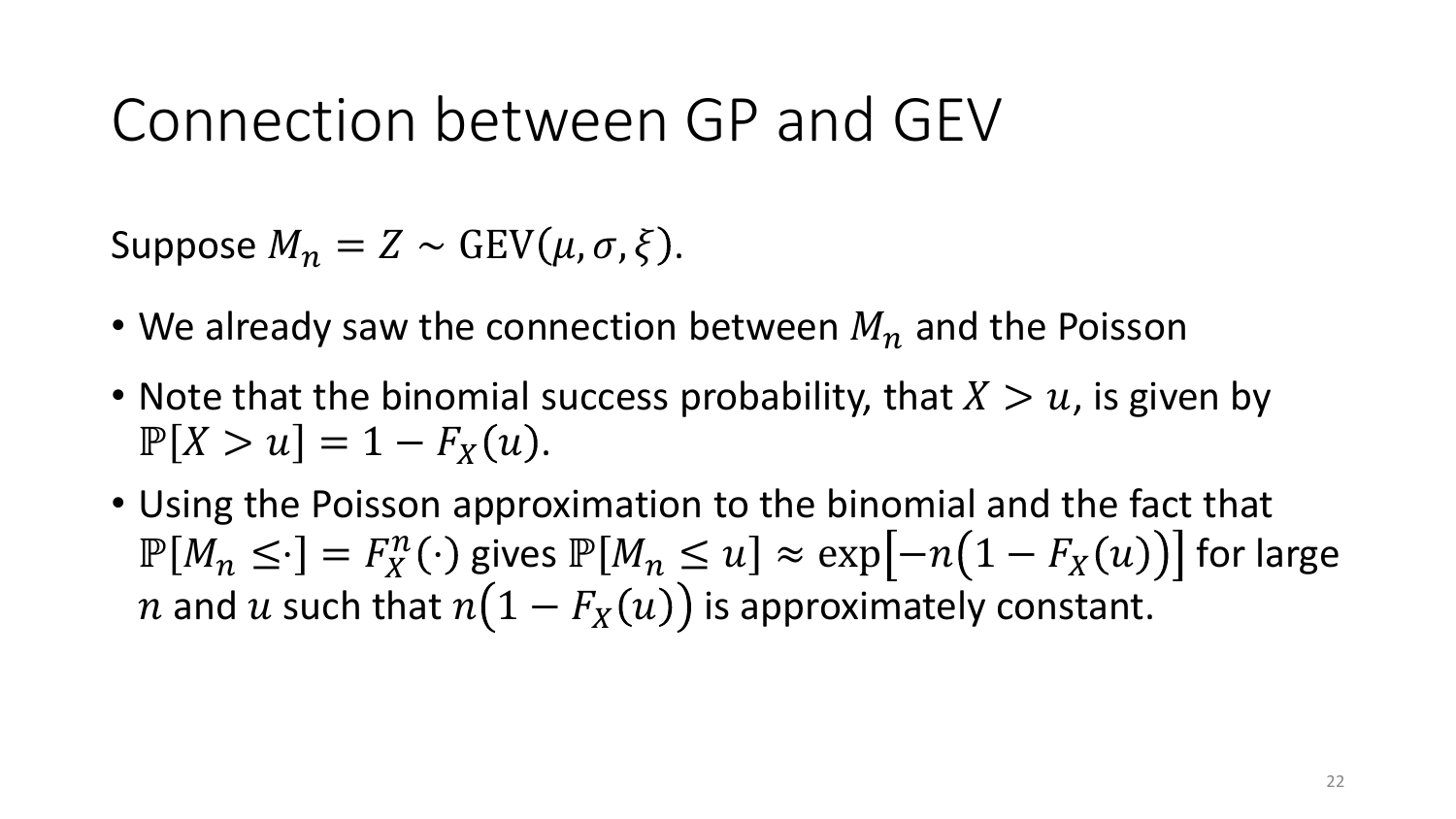# Connection between GP and GEV

Suppose $M_n = Z \sim \text{GEV}(\mu, \sigma, \xi)$.

- We already saw the connection between $M_n$ and the Poisson
- Note that the binomial success probability, that $X > u$, is given by $\mathbb{P}[X > u] = 1 - F_X(u)$.
- Using the Poisson approximation to the binomial and the fact that $\mathbb{P}[M_n \leq \cdot] = F_X^n(\cdot)$ gives $\mathbb{P}[M_n \leq u] \approx \exp\left[-n\left(1 - F_X(u)\right)\right]$ for large $n$ and $u$ such that $n\left(1 - F_X(u)\right)$ is approximately constant.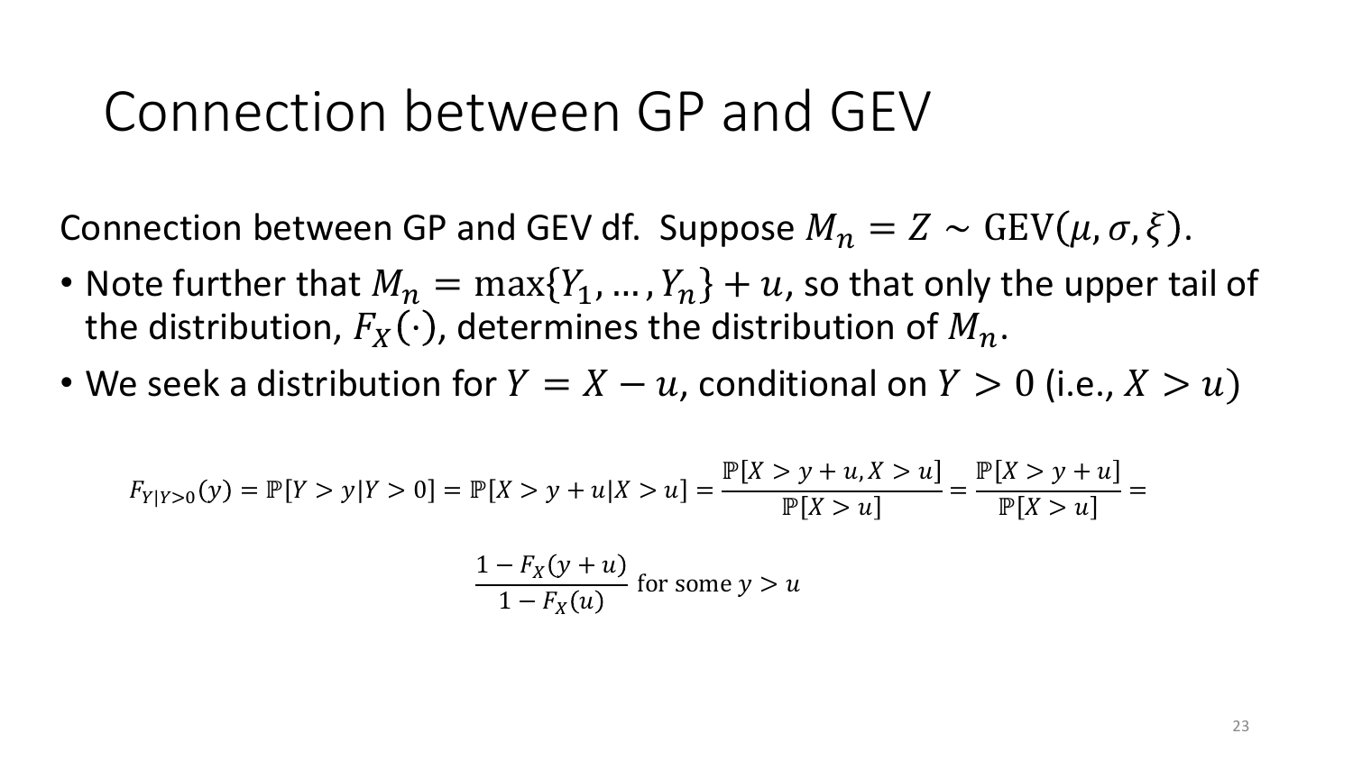# Connection between GP and GEV

Connection between GP and GEV df. Suppose $M_n = Z \sim \mathrm{GEV}(\mu, \sigma, \xi)$.

- Note further that $M_n = \max\{Y_1, \dots, Y_n\} + u$, so that only the upper tail of the distribution, $F_X(\cdot)$, determines the distribution of $M_n$.
- We seek a distribution for $Y = X - u$, conditional on $Y > 0$ (i.e., $X > u$)

$$F_{Y|Y>0}(y) = \mathbb{P}[Y > y | Y > 0] = \mathbb{P}[X > y + u | X > u] = \frac{\mathbb{P}[X > y + u, X > u]}{\mathbb{P}[X > u]} = \frac{\mathbb{P}[X > y + u]}{\mathbb{P}[X > u]} =$$

$$\frac{1 - F_X(y + u)}{1 - F_X(u)} \text{ for some } y > u$$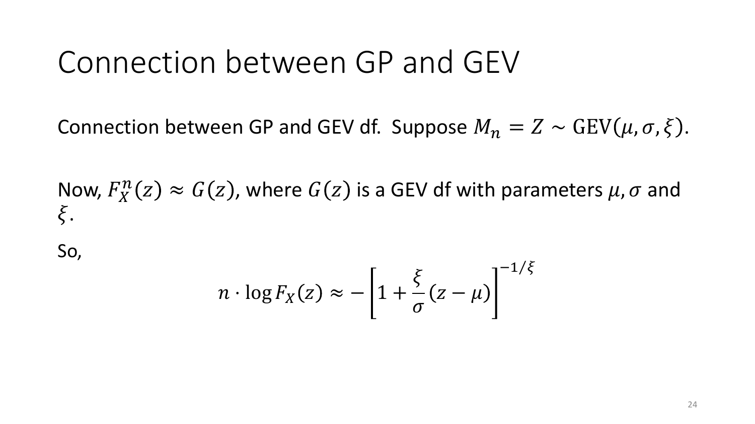# Connection between GP and GEV

Connection between GP and GEV df. Suppose $M_n = Z \sim \mathrm{GEV}(\mu, \sigma, \xi)$.

Now, $F_X^n(z) \approx G(z)$, where $G(z)$ is a GEV df with parameters $\mu, \sigma$ and $\xi$.

So,

$$n \cdot \log F_X(z) \approx -\left[1 + \frac{\xi}{\sigma}(z - \mu)\right]^{-1/\xi}$$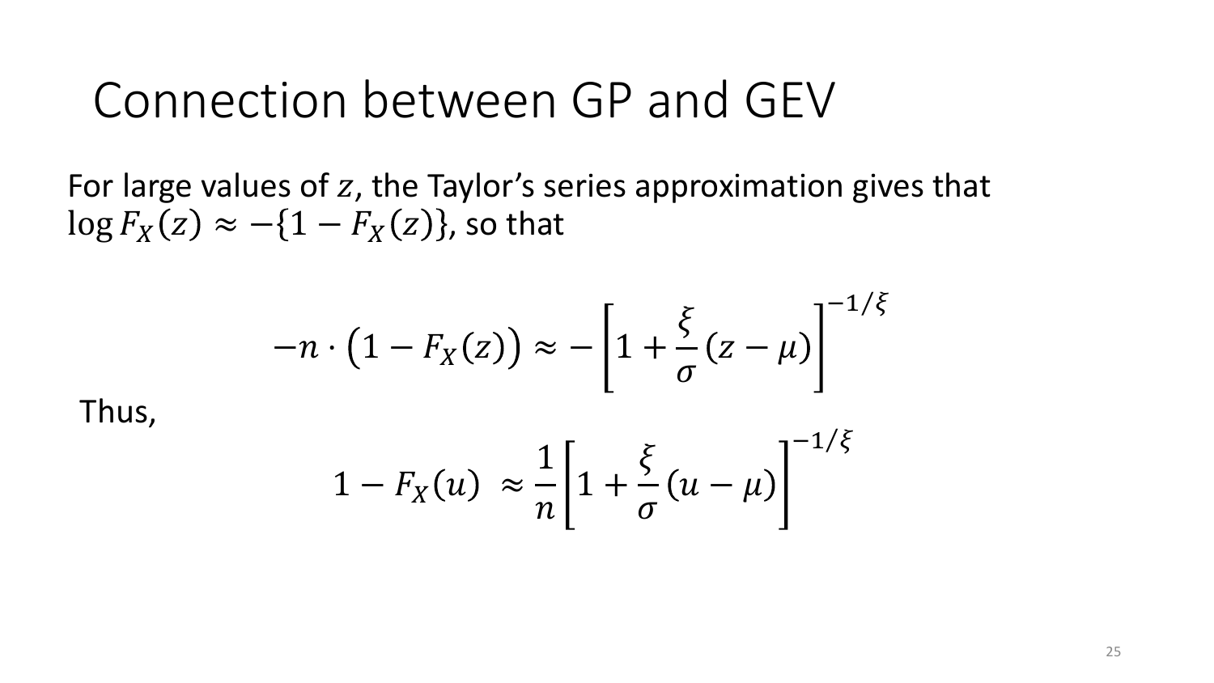# Connection between GP and GEV

For large values of $z$, the Taylor's series approximation gives that $\log F_X(z) \approx -\{1 - F_X(z)\}$, so that

$$-n \cdot \left(1 - F_X(z)\right) \approx -\left[1 + \frac{\xi}{\sigma}(z - \mu)\right]^{-1/\xi}$$

Thus,

$$1 - F_X(u) \approx \frac{1}{n}\left[1 + \frac{\xi}{\sigma}(u - \mu)\right]^{-1/\xi}$$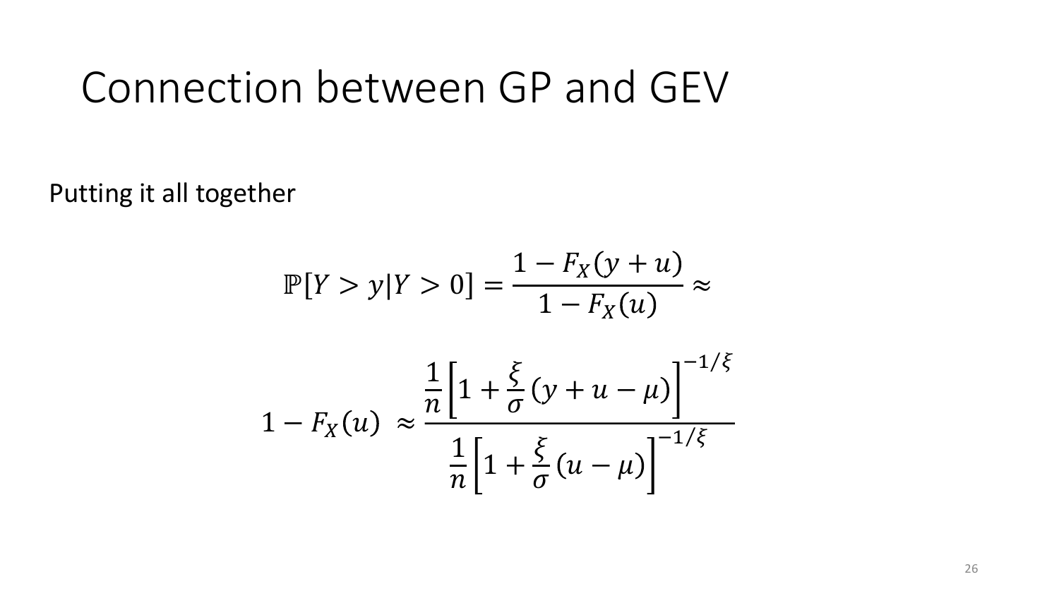# Connection between GP and GEV

Putting it all together

$$\mathbb{P}[Y > y | Y > 0] = \frac{1 - F_X(y+u)}{1 - F_X(u)} \approx$$

$$1 - F_X(u) \approx \frac{\frac{1}{n}\left[1 + \frac{\xi}{\sigma}(y + u - \mu)\right]^{-1/\xi}}{\frac{1}{n}\left[1 + \frac{\xi}{\sigma}(u - \mu)\right]^{-1/\xi}}$$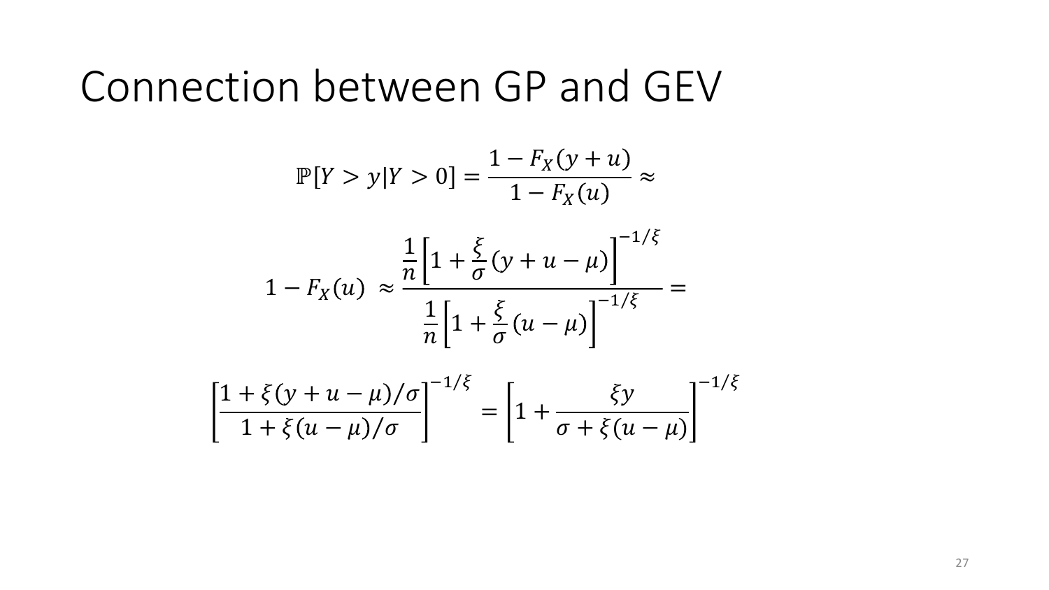# Connection between GP and GEV

$$\mathbb{P}[Y > y | Y > 0] = \frac{1 - F_X(y+u)}{1 - F_X(u)} \approx$$

$$1 - F_X(u) \approx \frac{\frac{1}{n}\left[1 + \frac{\xi}{\sigma}(y + u - \mu)\right]^{-1/\xi}}{\frac{1}{n}\left[1 + \frac{\xi}{\sigma}(u - \mu)\right]^{-1/\xi}} =$$

$$\left[\frac{1 + \xi(y + u - \mu)/\sigma}{1 + \xi(u - \mu)/\sigma}\right]^{-1/\xi} = \left[1 + \frac{\xi y}{\sigma + \xi(u - \mu)}\right]^{-1/\xi}$$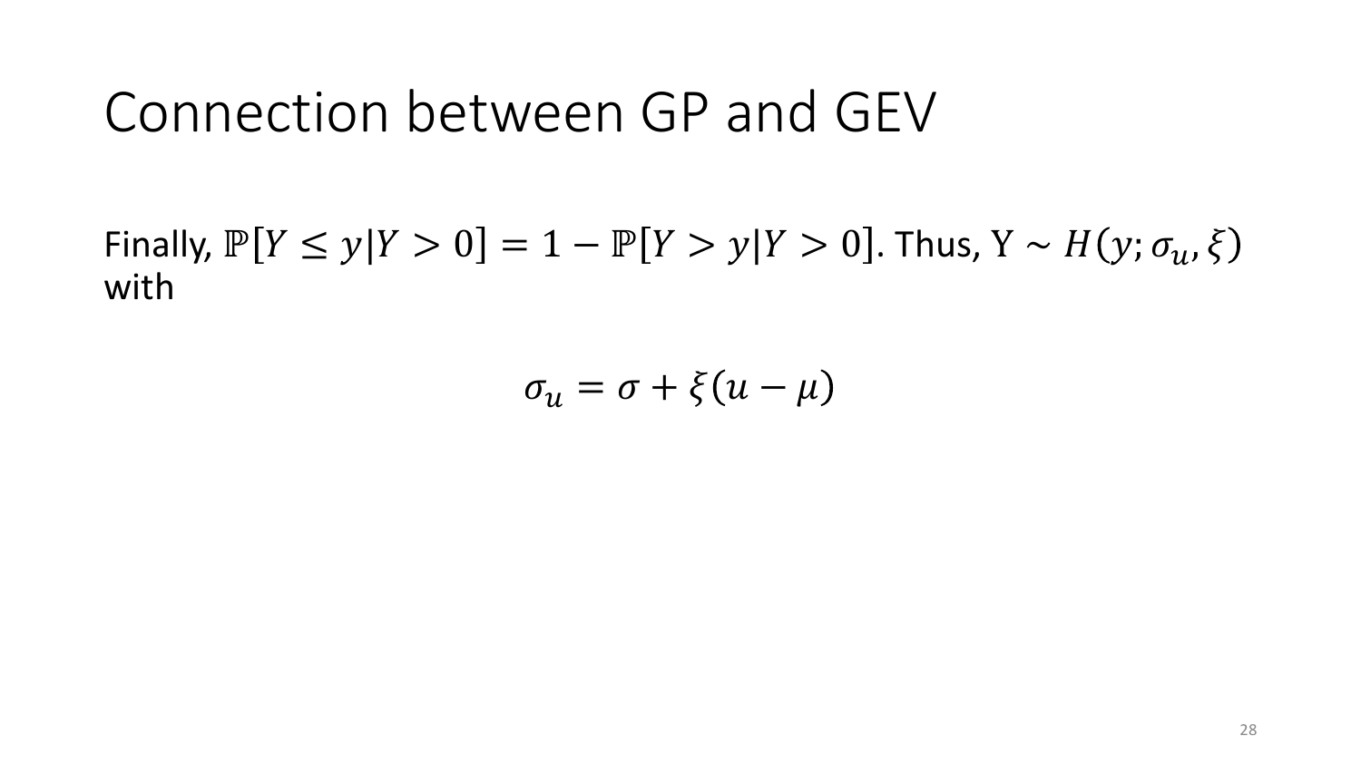# Connection between GP and GEV

Finally, $\mathbb{P}[Y \leq y | Y > 0] = 1 - \mathbb{P}[Y > y | Y > 0]$. Thus, $\mathrm{Y} \sim H(y; \sigma_u, \xi)$ with

$$\sigma_u = \sigma + \xi(u - \mu)$$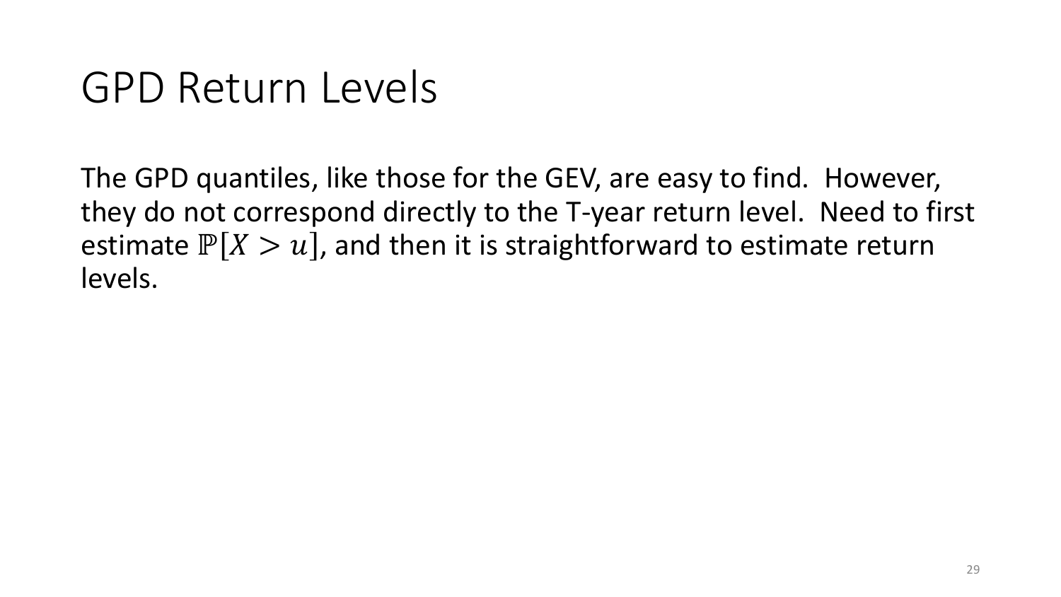# GPD Return Levels

The GPD quantiles, like those for the GEV, are easy to find. However, they do not correspond directly to the T-year return level. Need to first estimate $\mathbb{P}[X > u]$, and then it is straightforward to estimate return levels.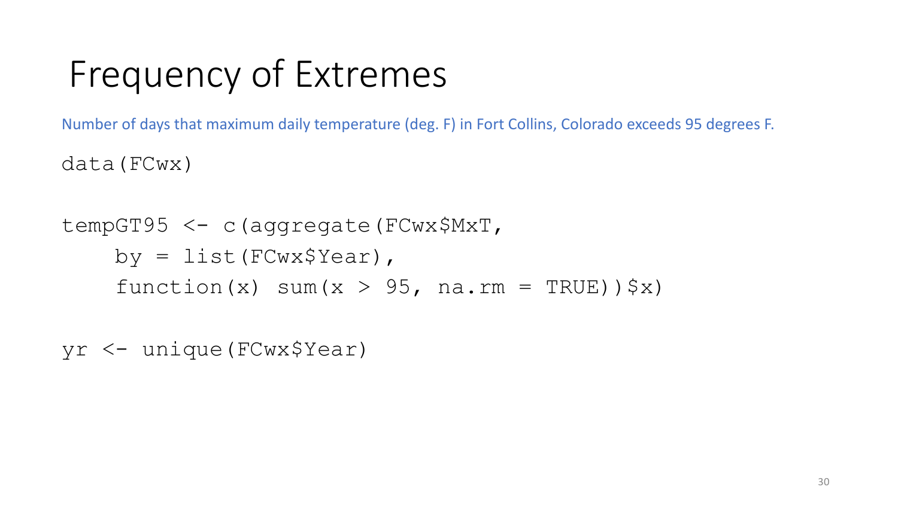# Frequency of Extremes

Number of days that maximum daily temperature (deg. F) in Fort Collins, Colorado exceeds 95 degrees F.

```
data(FCwx)

tempGT95 <- c(aggregate(FCwx$MxT,
    by = list(FCwx$Year),
    function(x) sum(x > 95, na.rm = TRUE))$x)

yr <- unique(FCwx$Year)
```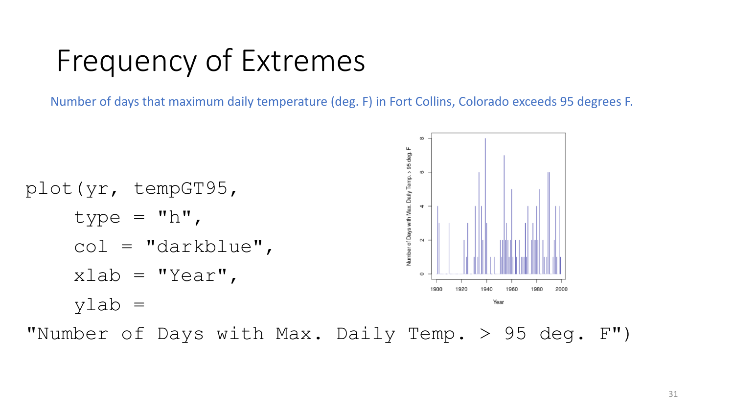# Frequency of Extremes

Number of days that maximum daily temperature (deg. F) in Fort Collins, Colorado exceeds 95 degrees F.

```
plot(yr, tempGT95,
    type = "h",
    col = "darkblue",
    xlab = "Year",
    ylab =
"Number of Days with Max. Daily Temp. > 95 deg. F")
```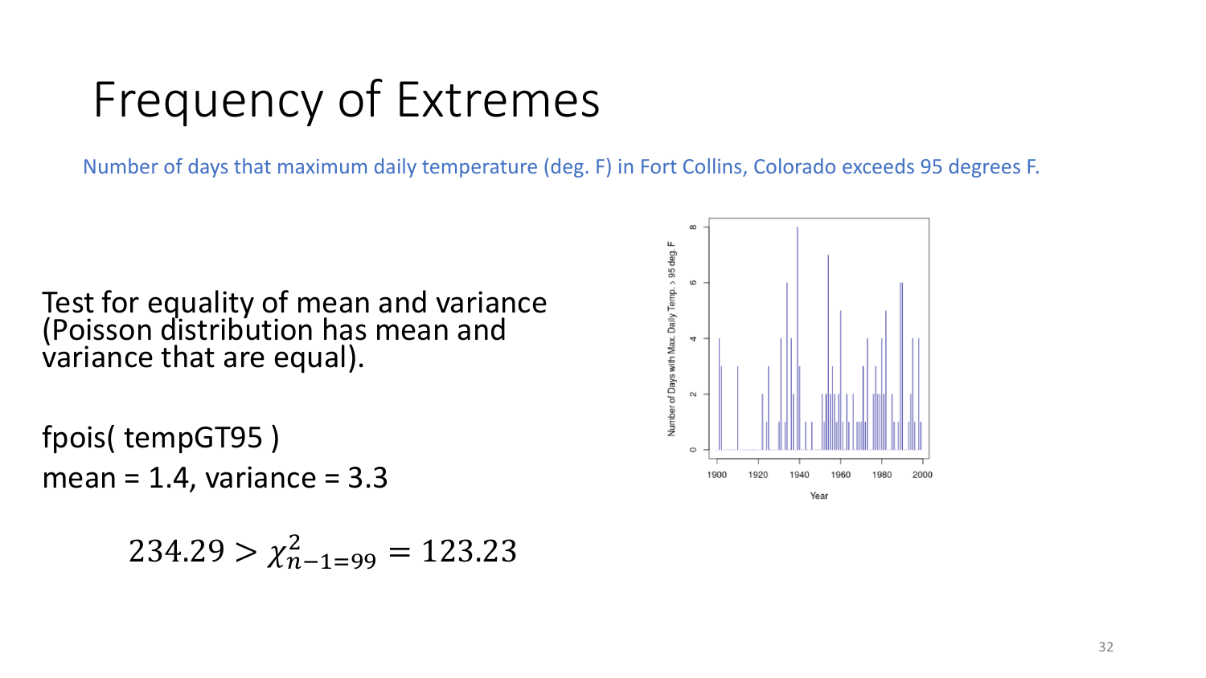# Frequency of Extremes

Number of days that maximum daily temperature (deg. F) in Fort Collins, Colorado exceeds 95 degrees F.

Test for equality of mean and variance (Poisson distribution has mean and variance that are equal).

fpois( tempGT95 )

mean = 1.4, variance = 3.3

$$234.29 > \chi^2_{n-1=99} = 123.23$$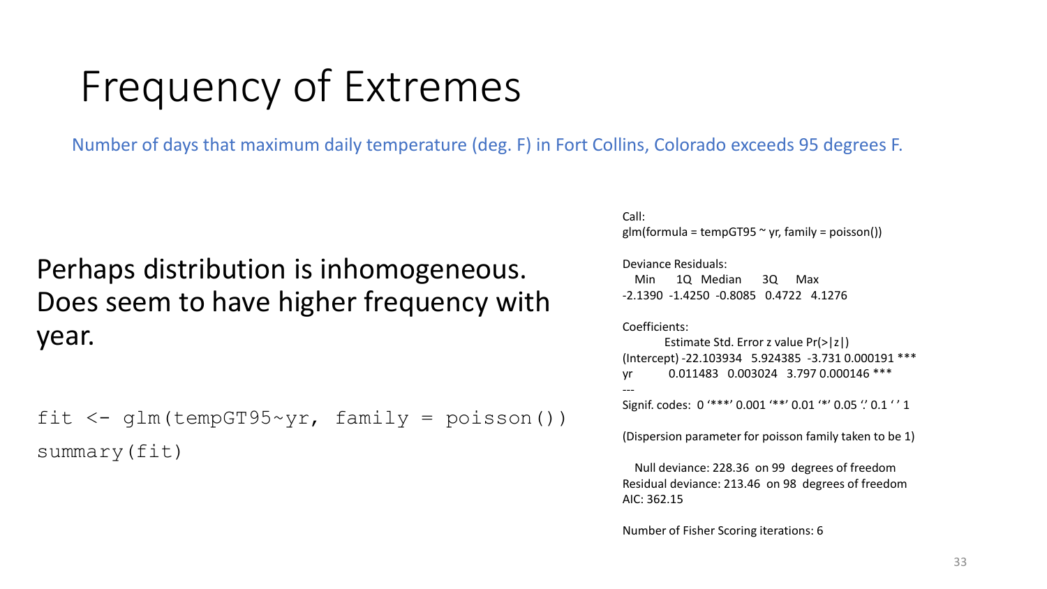# Frequency of Extremes

Number of days that maximum daily temperature (deg. F) in Fort Collins, Colorado exceeds 95 degrees F.

Perhaps distribution is inhomogeneous. Does seem to have higher frequency with year.

```
fit <- glm(tempGT95~yr, family = poisson())
summary(fit)
```

```
Call:
glm(formula = tempGT95 ~ yr, family = poisson())

Deviance Residuals:
    Min      1Q  Median      3Q     Max
-2.1390 -1.4250 -0.8085  0.4722  4.1276

Coefficients:
              Estimate Std. Error z value Pr(>|z|)
(Intercept) -22.103934   5.924385  -3.731 0.000191 ***
yr            0.011483   0.003024   3.797 0.000146 ***
---
Signif. codes:  0 '***' 0.001 '**' 0.01 '*' 0.05 '.' 0.1 ' ' 1

(Dispersion parameter for poisson family taken to be 1)

    Null deviance: 228.36  on 99  degrees of freedom
Residual deviance: 213.46  on 98  degrees of freedom
AIC: 362.15

Number of Fisher Scoring iterations: 6
```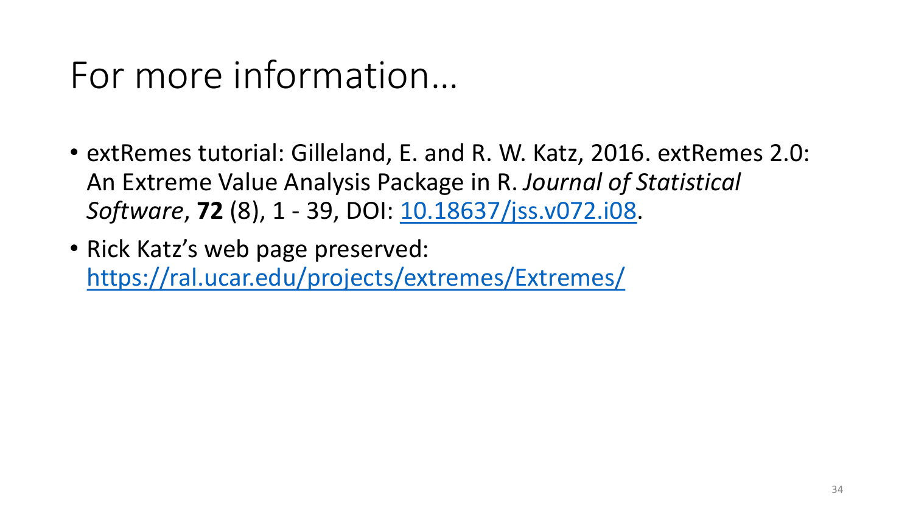# For more information…

- extRemes tutorial: Gilleland, E. and R. W. Katz, 2016. extRemes 2.0: An Extreme Value Analysis Package in R. *Journal of Statistical Software*, **72** (8), 1 - 39, DOI: [10.18637/jss.v072.i08](https://doi.org/10.18637/jss.v072.i08).
- Rick Katz's web page preserved: [https://ral.ucar.edu/projects/extremes/Extremes/](https://ral.ucar.edu/projects/extremes/Extremes/)